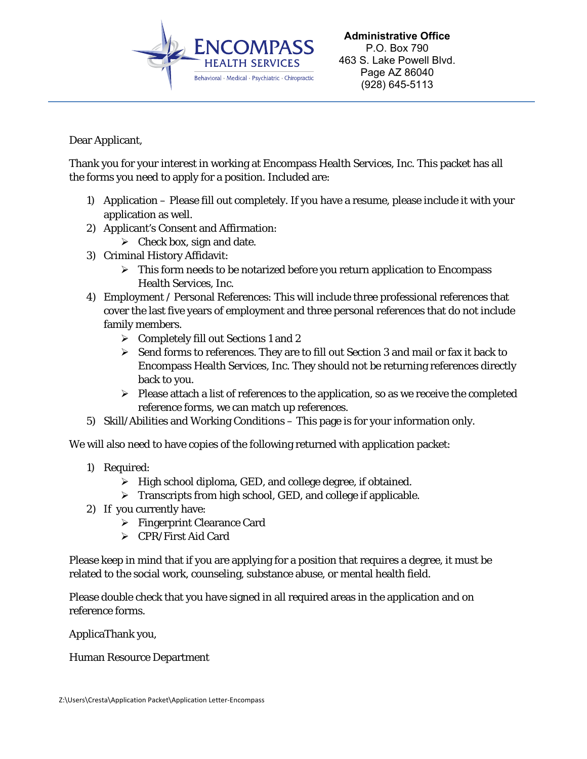**ENCOMPASS HEALTH SERVICES**
Behavioral · Medical · Psychiatric · Chiropractic

**Administrative Office**
P.O. Box 790
463 S. Lake Powell Blvd.
Page AZ 86040
(928) 645-5113

---

Dear Applicant,

Thank you for your interest in working at Encompass Health Services, Inc. This packet has all the forms you need to apply for a position. Included are:

1) Application – Please fill out completely. If you have a resume, please include it with your application as well.
2) Applicant's Consent and Affirmation:
   - Check box, sign and date.
3) Criminal History Affidavit:
   - This form needs to be notarized before you return application to Encompass Health Services, Inc.
4) Employment / Personal References: This will include three professional references that cover the last five years of employment and three personal references that do not include family members.
   - Completely fill out Sections 1 and 2
   - Send forms to references. They are to fill out Section 3 and mail or fax it back to Encompass Health Services, Inc. They should not be returning references directly back to you.
   - Please attach a list of references to the application, so as we receive the completed reference forms, we can match up references.
5) Skill/Abilities and Working Conditions – This page is for your information only.

We will also need to have copies of the following returned with application packet:

1) Required:
   - High school diploma, GED, and college degree, if obtained.
   - Transcripts from high school, GED, and college if applicable.
2) If you currently have:
   - Fingerprint Clearance Card
   - CPR/First Aid Card

Please keep in mind that if you are applying for a position that requires a degree, it must be related to the social work, counseling, substance abuse, or mental health field.

Please double check that you have signed in all required areas in the application and on reference forms.

ApplicaThank you,

Human Resource Department

Z:\Users\Cresta\Application Packet\Application Letter-Encompass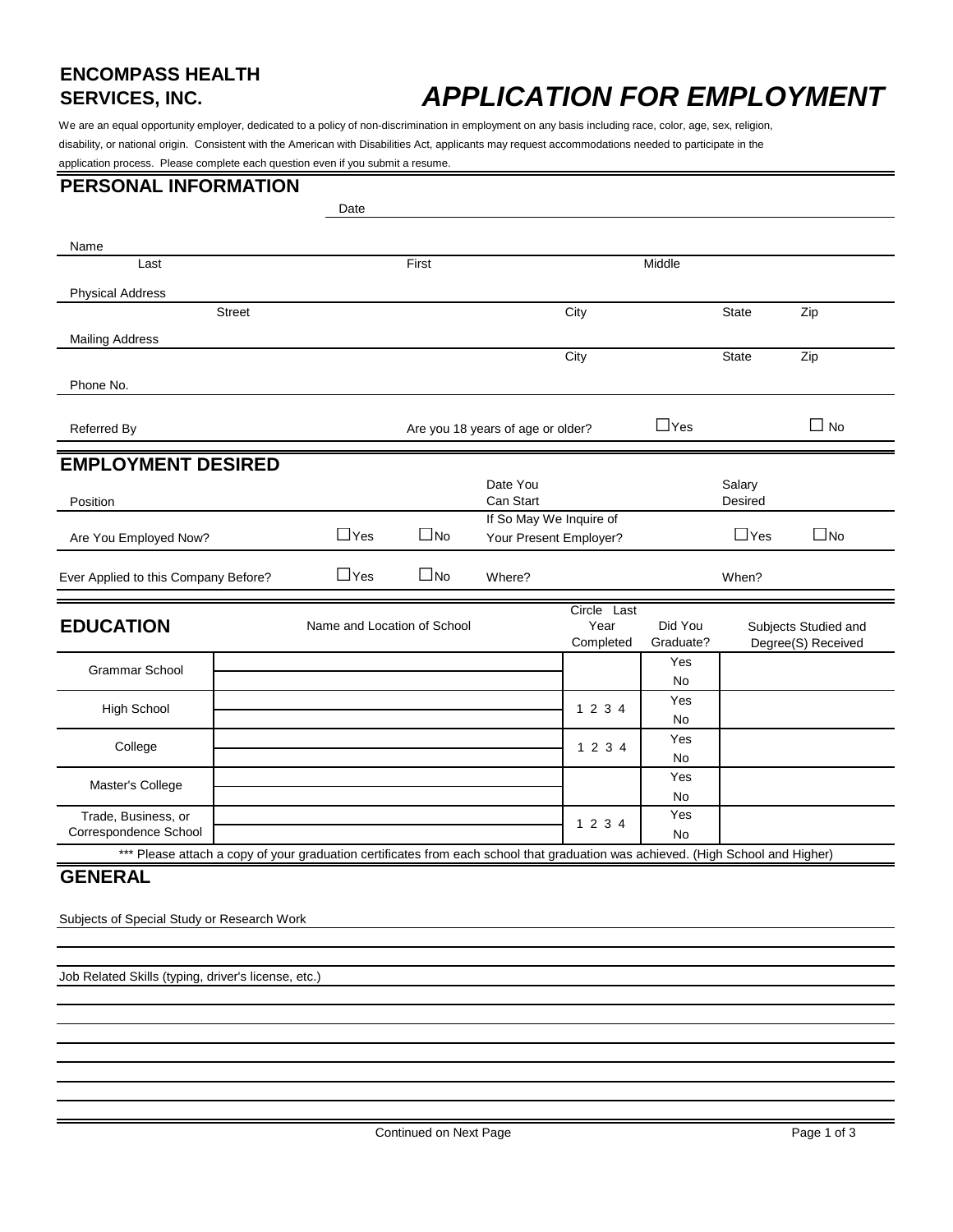**ENCOMPASS HEALTH SERVICES, INC.**

# *APPLICATION FOR EMPLOYMENT*

We are an equal opportunity employer, dedicated to a policy of non-discrimination in employment on any basis including race, color, age, sex, religion, disability, or national origin. Consistent with the American with Disabilities Act, applicants may request accommodations needed to participate in the application process. Please complete each question even if you submit a resume.

## PERSONAL INFORMATION

Date

Name

Last | First | Middle

Physical Address

Street | City | State | Zip

Mailing Address

City | State | Zip

Phone No.

Referred By

Are you 18 years of age or older? ☐Yes ☐ No

## EMPLOYMENT DESIRED

Position

Date You Can Start

Salary Desired

Are You Employed Now? ☐Yes ☐No

If So May We Inquire of Your Present Employer? ☐Yes ☐No

Ever Applied to this Company Before? ☐Yes ☐No

Where?

When?

## EDUCATION

| | Name and Location of School | Circle Last Year Completed | Did You Graduate? | Subjects Studied and Degree(S) Received |
|---|---|---|---|---|
| Grammar School | | | Yes / No | |
| High School | | 1 2 3 4 | Yes / No | |
| College | | 1 2 3 4 | Yes / No | |
| Master's College | | | Yes / No | |
| Trade, Business, or Correspondence School | | 1 2 3 4 | Yes / No | |

*** Please attach a copy of your graduation certificates from each school that graduation was achieved. (High School and Higher)

## GENERAL

Subjects of Special Study or Research Work

Job Related Skills (typing, driver's license, etc.)

Continued on Next Page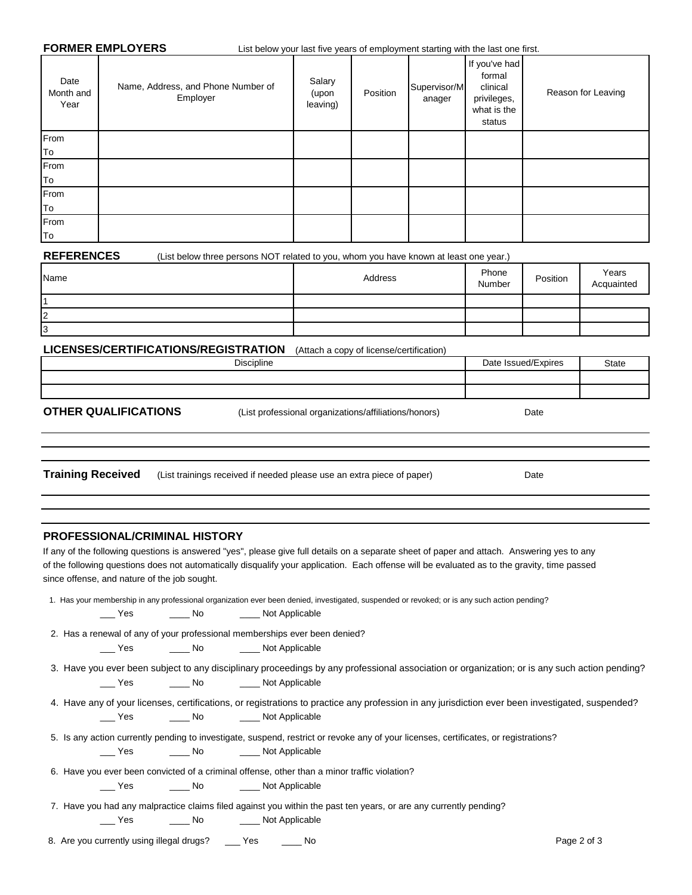## FORMER EMPLOYERS

List below your last five years of employment starting with the last one first.

| Date Month and Year | Name, Address, and Phone Number of Employer | Salary (upon leaving) | Position | Supervisor/Manager | If you've had formal clinical privileges, what is the status | Reason for Leaving |
|---|---|---|---|---|---|---|
| From<br>To | | | | | | |
| From<br>To | | | | | | |
| From<br>To | | | | | | |
| From<br>To | | | | | | |

## REFERENCES

(List below three persons NOT related to you, whom you have known at least one year.)

| Name | Address | Phone Number | Position | Years Acquainted |
|---|---|---|---|---|
| 1 | | | | |
| 2 | | | | |
| 3 | | | | |

## LICENSES/CERTIFICATIONS/REGISTRATION

(Attach a copy of license/certification)

| Discipline | Date Issued/Expires | State |
|---|---|---|
| | | |
| | | |

## OTHER QUALIFICATIONS

(List professional organizations/affiliations/honors) Date

___________________________________________

___________________________________________

___________________________________________

## Training Received

(List trainings received if needed please use an extra piece of paper) Date

___________________________________________

___________________________________________

___________________________________________

## PROFESSIONAL/CRIMINAL HISTORY

If any of the following questions is answered "yes", please give full details on a separate sheet of paper and attach. Answering yes to any of the following questions does not automatically disqualify your application. Each offense will be evaluated as to the gravity, time passed since offense, and nature of the job sought.

1. Has your membership in any professional organization ever been denied, investigated, suspended or revoked; or is any such action pending?
   ___ Yes ____ No ____ Not Applicable

2. Has a renewal of any of your professional memberships ever been denied?
   ___ Yes ____ No ____ Not Applicable

3. Have you ever been subject to any disciplinary proceedings by any professional association or organization; or is any such action pending?
   ___ Yes ____ No ____ Not Applicable

4. Have any of your licenses, certifications, or registrations to practice any profession in any jurisdiction ever been investigated, suspended?
   ___ Yes ____ No ____ Not Applicable

5. Is any action currently pending to investigate, suspend, restrict or revoke any of your licenses, certificates, or registrations?
   ___ Yes ____ No ____ Not Applicable

6. Have you ever been convicted of a criminal offense, other than a minor traffic violation?
   ___ Yes ____ No ____ Not Applicable

7. Have you had any malpractice claims filed against you within the past ten years, or are any currently pending?
   ___ Yes ____ No ____ Not Applicable

8. Are you currently using illegal drugs? ___ Yes ____ No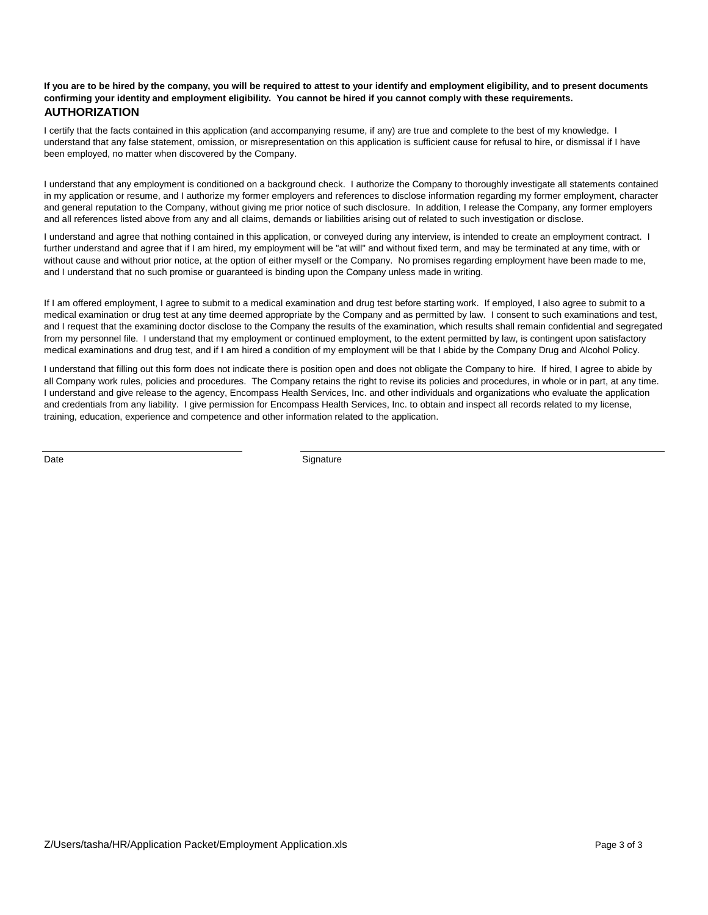**If you are to be hired by the company, you will be required to attest to your identify and employment eligibility, and to present documents confirming your identity and employment eligibility. You cannot be hired if you cannot comply with these requirements.**

## AUTHORIZATION

I certify that the facts contained in this application (and accompanying resume, if any) are true and complete to the best of my knowledge. I understand that any false statement, omission, or misrepresentation on this application is sufficient cause for refusal to hire, or dismissal if I have been employed, no matter when discovered by the Company.

I understand that any employment is conditioned on a background check. I authorize the Company to thoroughly investigate all statements contained in my application or resume, and I authorize my former employers and references to disclose information regarding my former employment, character and general reputation to the Company, without giving me prior notice of such disclosure. In addition, I release the Company, any former employers and all references listed above from any and all claims, demands or liabilities arising out of related to such investigation or disclose.

I understand and agree that nothing contained in this application, or conveyed during any interview, is intended to create an employment contract. I further understand and agree that if I am hired, my employment will be "at will" and without fixed term, and may be terminated at any time, with or without cause and without prior notice, at the option of either myself or the Company. No promises regarding employment have been made to me, and I understand that no such promise or guaranteed is binding upon the Company unless made in writing.

If I am offered employment, I agree to submit to a medical examination and drug test before starting work. If employed, I also agree to submit to a medical examination or drug test at any time deemed appropriate by the Company and as permitted by law. I consent to such examinations and test, and I request that the examining doctor disclose to the Company the results of the examination, which results shall remain confidential and segregated from my personnel file. I understand that my employment or continued employment, to the extent permitted by law, is contingent upon satisfactory medical examinations and drug test, and if I am hired a condition of my employment will be that I abide by the Company Drug and Alcohol Policy.

I understand that filling out this form does not indicate there is position open and does not obligate the Company to hire. If hired, I agree to abide by all Company work rules, policies and procedures. The Company retains the right to revise its policies and procedures, in whole or in part, at any time. I understand and give release to the agency, Encompass Health Services, Inc. and other individuals and organizations who evaluate the application and credentials from any liability. I give permission for Encompass Health Services, Inc. to obtain and inspect all records related to my license, training, education, experience and competence and other information related to the application.

\_\_\_\_\_\_\_\_\_\_\_\_\_\_\_\_\_\_\_\_\_\_\_\_ Date

\_\_\_\_\_\_\_\_\_\_\_\_\_\_\_\_\_\_\_\_\_\_\_\_ Signature

Z/Users/tasha/HR/Application Packet/Employment Application.xls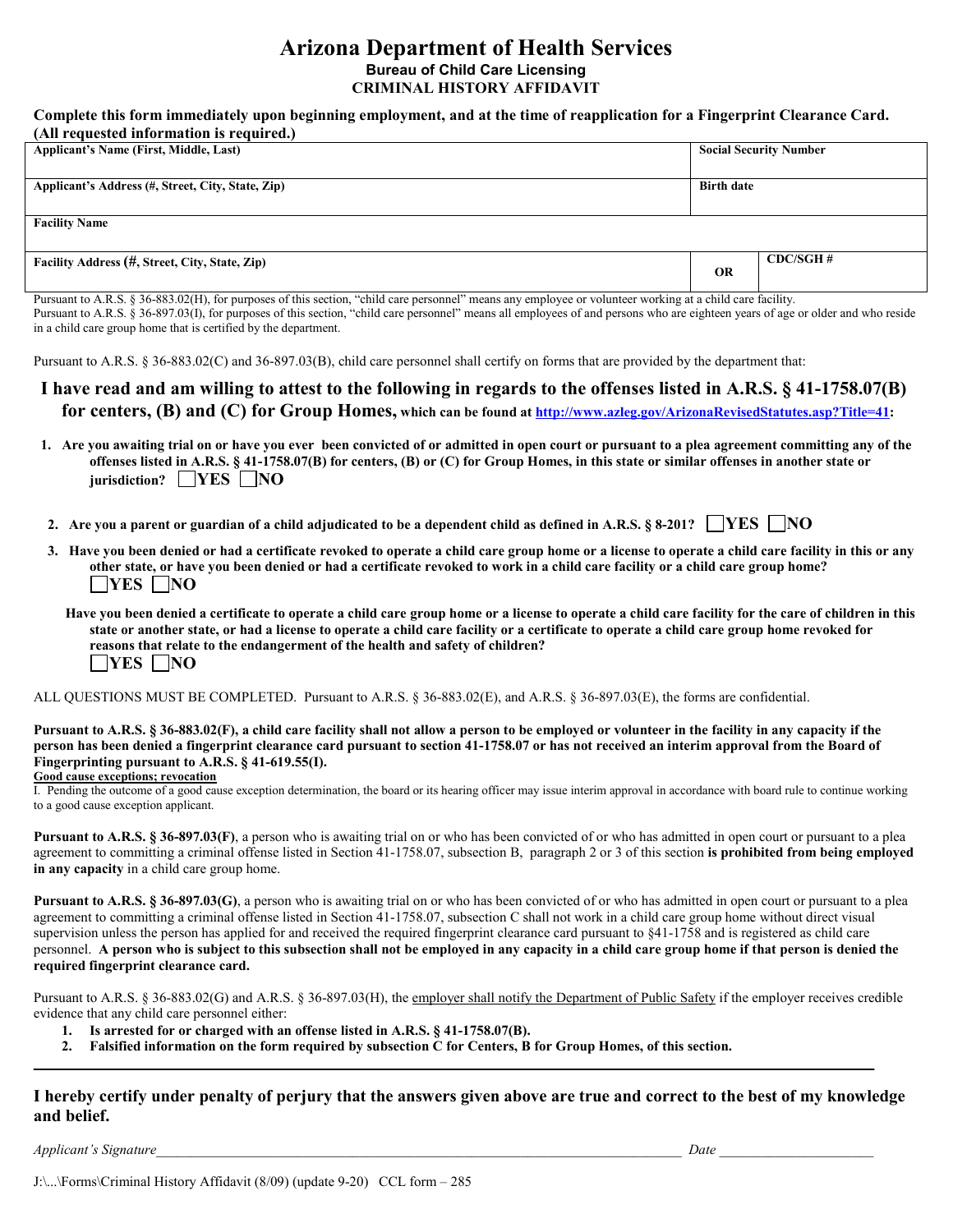# Arizona Department of Health Services

**Bureau of Child Care Licensing**

**CRIMINAL HISTORY AFFIDAVIT**

**Complete this form immediately upon beginning employment, and at the time of reapplication for a Fingerprint Clearance Card. (All requested information is required.)**

| Applicant's Name (First, Middle, Last) | | Social Security Number |
|---|---|---|
| **Applicant's Address (#, Street, City, State, Zip)** | | **Birth date** |
| **Facility Name** | | |
| **Facility Address (#, Street, City, State, Zip)** | **OR** | **CDC/SGH #** |

Pursuant to A.R.S. § 36-883.02(H), for purposes of this section, "child care personnel" means any employee or volunteer working at a child care facility.
Pursuant to A.R.S. § 36-897.03(I), for purposes of this section, "child care personnel" means all employees of and persons who are eighteen years of age or older and who reside in a child care group home that is certified by the department.

Pursuant to A.R.S. § 36-883.02(C) and 36-897.03(B), child care personnel shall certify on forms that are provided by the department that:

## I have read and am willing to attest to the following in regards to the offenses listed in A.R.S. § 41-1758.07(B) for centers, (B) and (C) for Group Homes, which can be found at http://www.azleg.gov/ArizonaRevisedStatutes.asp?Title=41:

1. **Are you awaiting trial on or have you ever been convicted of or admitted in open court or pursuant to a plea agreement committing any of the offenses listed in A.R.S. § 41-1758.07(B) for centers, (B) or (C) for Group Homes, in this state or similar offenses in another state or jurisdiction?** ☐ **YES** ☐ **NO**

2. **Are you a parent or guardian of a child adjudicated to be a dependent child as defined in A.R.S. § 8-201?** ☐ **YES** ☐ **NO**

3. **Have you been denied or had a certificate revoked to operate a child care group home or a license to operate a child care facility in this or any other state, or have you been denied or had a certificate revoked to work in a child care facility or a child care group home?**
☐ **YES** ☐ **NO**

**Have you been denied a certificate to operate a child care group home or a license to operate a child care facility for the care of children in this state or another state, or had a license to operate a child care facility or a certificate to operate a child care group home revoked for reasons that relate to the endangerment of the health and safety of children?**
☐ **YES** ☐ **NO**

ALL QUESTIONS MUST BE COMPLETED. Pursuant to A.R.S. § 36-883.02(E), and A.R.S. § 36-897.03(E), the forms are confidential.

**Pursuant to A.R.S. § 36-883.02(F), a child care facility shall not allow a person to be employed or volunteer in the facility in any capacity if the person has been denied a fingerprint clearance card pursuant to section 41-1758.07 or has not received an interim approval from the Board of Fingerprinting pursuant to A.R.S. § 41-619.55(I).**

**Good cause exceptions; revocation**

I. Pending the outcome of a good cause exception determination, the board or its hearing officer may issue interim approval in accordance with board rule to continue working to a good cause exception applicant.

**Pursuant to A.R.S. § 36-897.03(F)**, a person who is awaiting trial on or who has been convicted of or who has admitted in open court or pursuant to a plea agreement to committing a criminal offense listed in Section 41-1758.07, subsection B, paragraph 2 or 3 of this section **is prohibited from being employed in any capacity** in a child care group home.

**Pursuant to A.R.S. § 36-897.03(G)**, a person who is awaiting trial on or who has been convicted of or who has admitted in open court or pursuant to a plea agreement to committing a criminal offense listed in Section 41-1758.07, subsection C shall not work in a child care group home without direct visual supervision unless the person has applied for and received the required fingerprint clearance card pursuant to §41-1758 and is registered as child care personnel. **A person who is subject to this subsection shall not be employed in any capacity in a child care group home if that person is denied the required fingerprint clearance card.**

Pursuant to A.R.S. § 36-883.02(G) and A.R.S. § 36-897.03(H), the employer shall notify the Department of Public Safety if the employer receives credible evidence that any child care personnel either:

1. **Is arrested for or charged with an offense listed in A.R.S. § 41-1758.07(B).**
2. **Falsified information on the form required by subsection C for Centers, B for Group Homes, of this section.**

---

**I hereby certify under penalty of perjury that the answers given above are true and correct to the best of my knowledge and belief.**

*Applicant's Signature*\_\_\_\_\_\_\_\_\_\_\_\_\_\_\_\_\_\_\_\_\_\_\_\_\_\_\_\_\_\_\_\_\_\_\_\_\_\_\_\_\_\_\_\_\_\_\_\_ *Date* \_\_\_\_\_\_\_\_\_\_\_\_\_\_\_\_

J:\...\Forms\Criminal History Affidavit (8/09) (update 9-20) CCL form – 285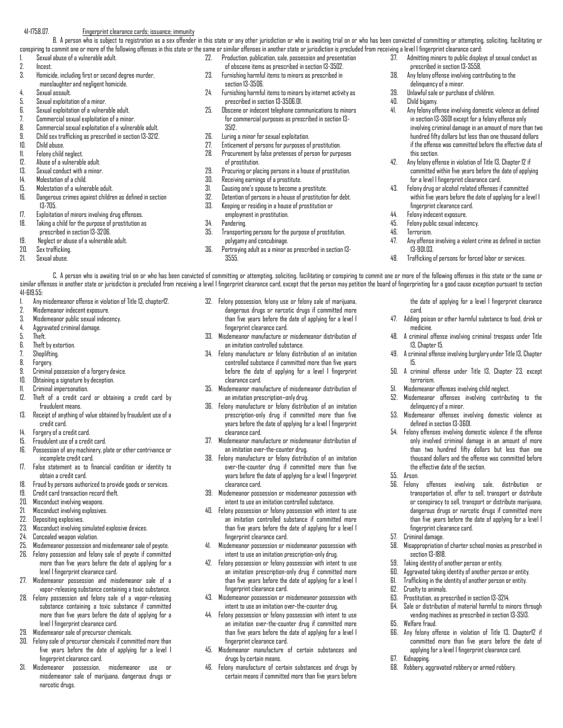41-1758.07. Fingerprint clearance cards; issuance; immunity

B. A person who is subject to registration as a sex offender in this state or any other jurisdiction or who is awaiting trial on or who has been convicted of committing or attempting, soliciting, facilitating or conspiring to commit one or more of the following offenses in this state or the same or similar offenses in another state or jurisdiction is precluded from receiving a level I fingerprint clearance card:

1. Sexual abuse of a vulnerable adult.
2. Incest.
3. Homicide, including first or second degree murder, manslaughter and negligent homicide.
4. Sexual assault.
5. Sexual exploitation of a minor.
6. Sexual exploitation of a vulnerable adult.
7. Commercial sexual exploitation of a minor.
8. Commercial sexual exploitation of a vulnerable adult.
9. Child sex trafficking as prescribed in section 13-3212.
10. Child abuse.
11. Felony child neglect.
12. Abuse of a vulnerable adult.
13. Sexual conduct with a minor.
14. Molestation of a child.
15. Molestation of a vulnerable adult.
16. Dangerous crimes against children as defined in section 13-705.
17. Exploitation of minors involving drug offenses.
18. Taking a child for the purpose of prostitution as prescribed in section 13-3206.
19. Neglect or abuse of a vulnerable adult.
20. Sex trafficking.
21. Sexual abuse.
22. Production, publication, sale, possession and presentation of obscene items as prescribed in section 13-3502.
23. Furnishing harmful items to minors as prescribed in section 13-3506.
24. Furnishing harmful items to minors by internet activity as prescribed in section 13-3506.01.
25. Obscene or indecent telephone communications to minors for commercial purposes as prescribed in section 13-3512.
26. Luring a minor for sexual exploitation.
27. Enticement of persons for purposes of prostitution.
28. Procurement by false pretenses of person for purposes of prostitution.
29. Procuring or placing persons in a house of prostitution.
30. Receiving earnings of a prostitute.
31. Causing one's spouse to become a prostitute.
32. Detention of persons in a house of prostitution for debt.
33. Keeping or residing in a house of prostitution or employment in prostitution.
34. Pandering.
35. Transporting persons for the purpose of prostitution, polygamy and concubinage.
36. Portraying adult as a minor as prescribed in section 13-3555.
37. Admitting minors to public displays of sexual conduct as prescribed in section 13-3558.
38. Any felony offense involving contributing to the delinquency of a minor.
39. Unlawful sale or purchase of children.
40. Child bigamy.
41. Any felony offense involving domestic violence as defined in section 13-3601 except for a felony offense only involving criminal damage in an amount of more than two hundred fifty dollars but less than one thousand dollars if the offense was committed before the effective date of this section.
42. Any felony offense in violation of Title 13, Chapter 12 if committed within five years before the date of applying for a level I fingerprint clearance card.
43. Felony drug or alcohol related offenses if committed within five years before the date of applying for a level I fingerprint clearance card.
44. Felony indecent exposure.
45. Felony public sexual indecency.
46. Terrorism.
47. Any offense involving a violent crime as defined in section 13-901.03.
48. Trafficking of persons for forced labor or services.

C. A person who is awaiting trial on or who has been convicted of committing or attempting, soliciting, facilitating or conspiring to commit one or more of the following offenses in this state or the same or similar offenses in another state or jurisdiction is precluded from receiving a level I fingerprint clearance card, except that the person may petition the board of fingerprinting for a good cause exception pursuant to section 41-619.55:

1. Any misdemeanor offense in violation of Title 13, chapter12.
2. Misdemeanor indecent exposure.
3. Misdemeanor public sexual indecency.
4. Aggravated criminal damage.
5. Theft.
6. Theft by extortion.
7. Shoplifting.
8. Forgery.
9. Criminal possession of a forgery device.
10. Obtaining a signature by deception.
11. Criminal impersonation.
12. Theft of a credit card or obtaining a credit card by fraudulent means.
13. Receipt of anything of value obtained by fraudulent use of a credit card.
14. Forgery of a credit card.
15. Fraudulent use of a credit card.
16. Possession of any machinery, plate or other contrivance or incomplete credit card.
17. False statement as to financial condition or identity to obtain a credit card.
18. Fraud by persons authorized to provide goods or services.
19. Credit card transaction record theft.
20. Misconduct involving weapons.
21. Misconduct involving explosives.
22. Depositing explosives.
23. Misconduct involving simulated explosive devices.
24. Concealed weapon violation.
25. Misdemeanor possession and misdemeanor sale of peyote.
26. Felony possession and felony sale of peyote if committed more than five years before the date of applying for a level I fingerprint clearance card.
27. Misdemeanor possession and misdemeanor sale of a vapor-releasing substance containing a toxic substance.
28. Felony possession and felony sale of a vapor-releasing substance containing a toxic substance if committed more than five years before the date of applying for a level I fingerprint clearance card.
29. Misdemeanor sale of precursor chemicals.
30. Felony sale of precursor chemicals if committed more than five years before the date of applying for a level I fingerprint clearance card.
31. Misdemeanor possession, misdemeanor use or misdemeanor sale of marijuana, dangerous drugs or narcotic drugs.
32. Felony possession, felony use or felony sale of marijuana, dangerous drugs or narcotic drugs if committed more than five years before the date of applying for a level I fingerprint clearance card.
33. Misdemeanor manufacture or misdemeanor distribution of an imitation controlled substance.
34. Felony manufacture or felony distribution of an imitation controlled substance if committed more than five years before the date of applying for a level I fingerprint clearance card.
35. Misdemeanor manufacture of misdemeanor distribution of an imitation prescription–only drug.
36. Felony manufacture or felony distribution of an imitation prescription-only drug if committed more than five years before the date of applying for a level I fingerprint clearance card.
37. Misdemeanor manufacture or misdemeanor distribution of an imitation over-the-counter drug.
38. Felony manufacture or felony distribution of an imitation over-the-counter drug if committed more than five years before the date of applying for a level I fingerprint clearance card.
39. Misdemeanor possession or misdemeanor possession with intent to use an imitation controlled substance.
40. Felony possession or felony possession with intent to use an imitation controlled substance if committed more than five years before the date of applying for a level I fingerprint clearance card.
41. Misdemeanor possession or misdemeanor possession with intent to use an imitation prescription-only drug.
42. Felony possession or felony possession with intent to use an imitation prescription-only drug if committed more than five years before the date of applying for a level I fingerprint clearance card.
43. Misdemeanor possession or misdemeanor possession with intent to use an imitation over-the-counter drug.
44. Felony possession or felony possession with intent to use an imitation over-the-counter drug if committed more than five years before the date of applying for a level I fingerprint clearance card.
45. Misdemeanor manufacture of certain substances and drugs by certain means.
46. Felony manufacture of certain substances and drugs by certain means if committed more than five years before the date of applying for a level I fingerprint clearance card.
47. Adding poison or other harmful substance to food, drink or medicine.
48. A criminal offense involving criminal trespass under Title 13, Chapter 15.
49. A criminal offense involving burglary under Title 13, Chapter 15.
50. A criminal offense under Title 13, Chapter 23, except terrorism.
51. Misdemeanor offenses involving child neglect.
52. Misdemeanor offenses involving contributing to the delinquency of a minor.
53. Misdemeanor offenses involving domestic violence as defined in section 13-3601.
54. Felony offenses involving domestic violence if the offense only involved criminal damage in an amount of more than two hundred fifty dollars but less than one thousand dollars and the offense was committed before the effective date of the section.
55. Arson.
56. Felony offenses involving sale, distribution or transportation of, offer to sell, transport or distribute or conspiracy to sell, transport or distribute marijuana, dangerous drugs or narcotic drugs if committed more than five years before the date of applying for a level I fingerprint clearance card.
57. Criminal damage.
58. Misappropriation of charter school monies as prescribed in section 13-1818.
59. Taking identity of another person or entity.
60. Aggravated taking identity of another person or entity.
61. Trafficking in the identity of another person or entity.
62. Cruelty to animals.
63. Prostitution, as prescribed in section 13-3214.
64. Sale or distribution of material harmful to minors through vending machines as prescribed in section 13-3513.
65. Welfare fraud.
66. Any felony offense in violation of Title 13, Chapter12 if committed more than five years before the date of applying for a level I fingerprint clearance card.
67. Kidnapping.
68. Robbery, aggravated robbery or armed robbery.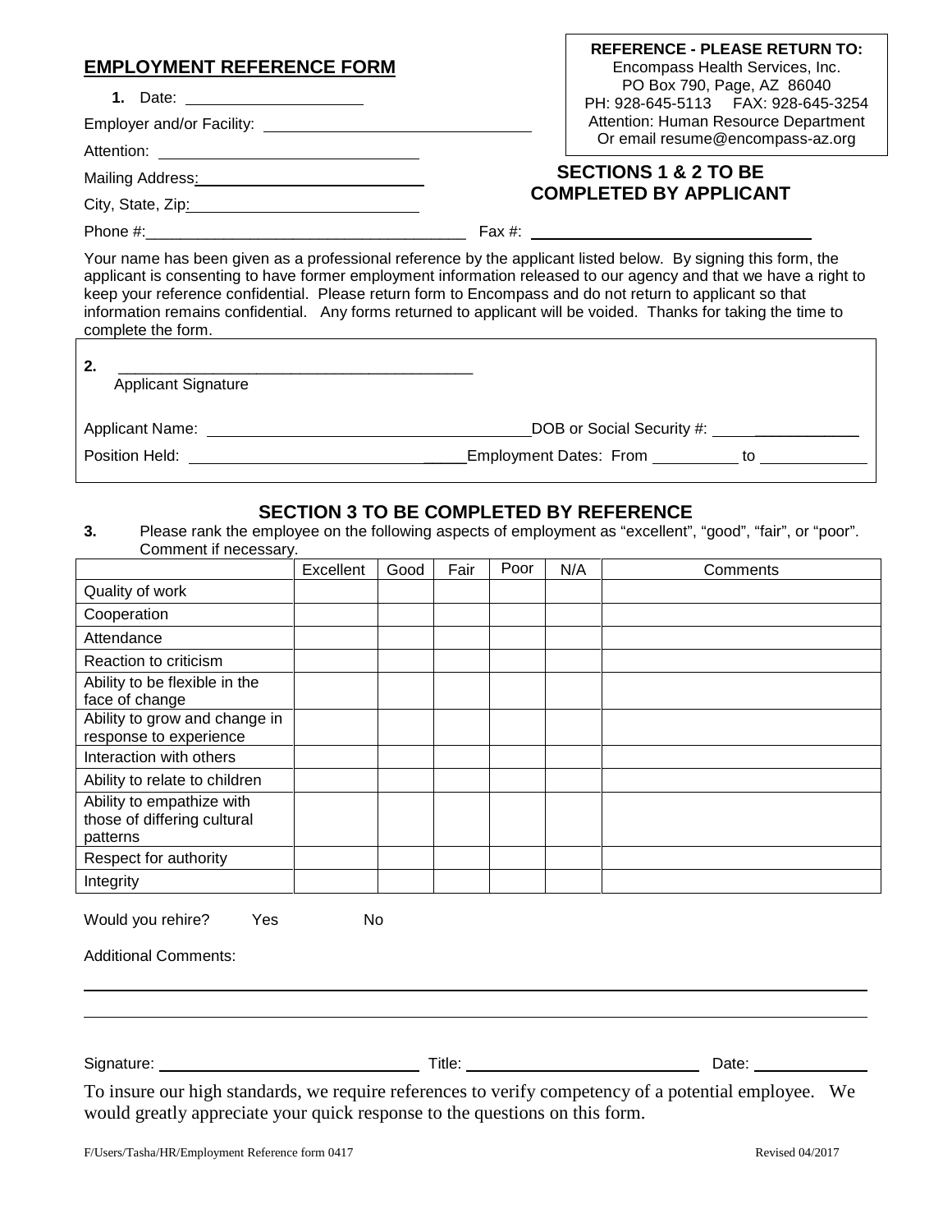## EMPLOYMENT REFERENCE FORM

**REFERENCE - PLEASE RETURN TO:**
Encompass Health Services, Inc.
PO Box 790, Page, AZ 86040
PH: 928-645-5113 FAX: 928-645-3254
Attention: Human Resource Department
Or email resume@encompass-az.org

**SECTIONS 1 & 2 TO BE COMPLETED BY APPLICANT**

1. Date: ____________________

Employer and/or Facility: ______________________________

Attention: ______________________________

Mailing Address: ______________________________

City, State, Zip: ______________________________

Phone #: ____________________________________ Fax #: ______________________________

Your name has been given as a professional reference by the applicant listed below. By signing this form, the applicant is consenting to have former employment information released to our agency and that we have a right to keep your reference confidential. Please return form to Encompass and do not return to applicant so that information remains confidential. Any forms returned to applicant will be voided. Thanks for taking the time to complete the form.

2. ________________________________________
Applicant Signature

Applicant Name: ____________________________________ DOB or Social Security #: ________________

Position Held: ______________________________ Employment Dates: From __________ to ____________

### SECTION 3 TO BE COMPLETED BY REFERENCE

3. Please rank the employee on the following aspects of employment as "excellent", "good", "fair", or "poor". Comment if necessary.

| | Excellent | Good | Fair | Poor | N/A | Comments |
|---|---|---|---|---|---|---|
| Quality of work | | | | | | |
| Cooperation | | | | | | |
| Attendance | | | | | | |
| Reaction to criticism | | | | | | |
| Ability to be flexible in the face of change | | | | | | |
| Ability to grow and change in response to experience | | | | | | |
| Interaction with others | | | | | | |
| Ability to relate to children | | | | | | |
| Ability to empathize with those of differing cultural patterns | | | | | | |
| Respect for authority | | | | | | |
| Integrity | | | | | | |

Would you rehire? Yes No

Additional Comments:

________________________________________________________________________________

________________________________________________________________________________

Signature: ______________________________ Title: ______________________________ Date: ____________

To insure our high standards, we require references to verify competency of a potential employee. We would greatly appreciate your quick response to the questions on this form.

F/Users/Tasha/HR/Employment Reference form 0417 Revised 04/2017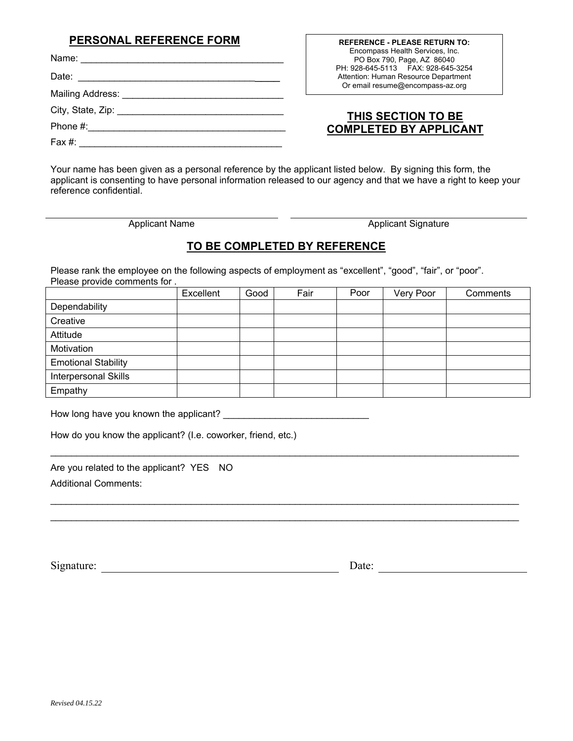## PERSONAL REFERENCE FORM

Name: _______________________________________

Date: _______________________________________

Mailing Address: _______________________________

City, State, Zip: _______________________________

Phone #:______________________________________

Fax #: _______________________________________

**REFERENCE - PLEASE RETURN TO:**
Encompass Health Services, Inc.
PO Box 790, Page, AZ 86040
PH: 928-645-5113 FAX: 928-645-3254
Attention: Human Resource Department
Or email resume@encompass-az.org

## THIS SECTION TO BE COMPLETED BY APPLICANT

Your name has been given as a personal reference by the applicant listed below. By signing this form, the applicant is consenting to have personal information released to our agency and that we have a right to keep your reference confidential.

_______________________________ _______________________________
Applicant Name Applicant Signature

## TO BE COMPLETED BY REFERENCE

Please rank the employee on the following aspects of employment as "excellent", "good", "fair", or "poor". Please provide comments for .

| | Excellent | Good | Fair | Poor | Very Poor | Comments |
|---|---|---|---|---|---|---|
| Dependability | | | | | | |
| Creative | | | | | | |
| Attitude | | | | | | |
| Motivation | | | | | | |
| Emotional Stability | | | | | | |
| Interpersonal Skills | | | | | | |
| Empathy | | | | | | |

How long have you known the applicant? ____________________________

How do you know the applicant? (I.e. coworker, friend, etc.)

_____________________________________________________________________________________

Are you related to the applicant? YES NO

Additional Comments:

_____________________________________________________________________________________

_____________________________________________________________________________________

Signature: _______________________________ Date: ____________________

*Revised 04.15.22*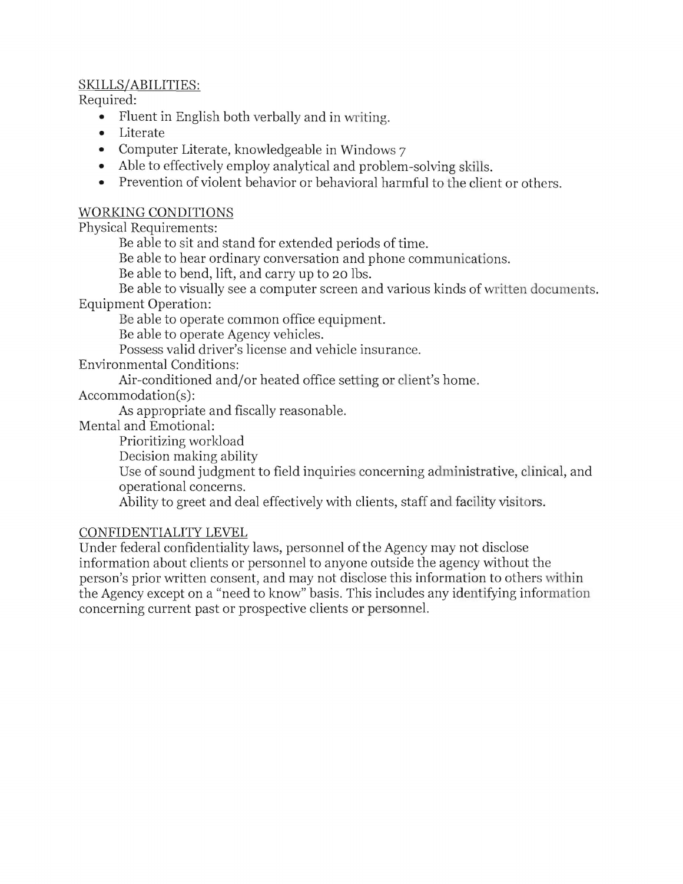SKILLS/ABILITIES:

Required:

- Fluent in English both verbally and in writing.
- Literate
- Computer Literate, knowledgeable in Windows 7
- Able to effectively employ analytical and problem-solving skills.
- Prevention of violent behavior or behavioral harmful to the client or others.

WORKING CONDITIONS

Physical Requirements:

Be able to sit and stand for extended periods of time.

Be able to hear ordinary conversation and phone communications.

Be able to bend, lift, and carry up to 20 lbs.

Be able to visually see a computer screen and various kinds of written documents.

Equipment Operation:

Be able to operate common office equipment.

Be able to operate Agency vehicles.

Possess valid driver's license and vehicle insurance.

Environmental Conditions:

Air-conditioned and/or heated office setting or client's home.

Accommodation(s):

As appropriate and fiscally reasonable.

Mental and Emotional:

Prioritizing workload

Decision making ability

Use of sound judgment to field inquiries concerning administrative, clinical, and operational concerns.

Ability to greet and deal effectively with clients, staff and facility visitors.

CONFIDENTIALITY LEVEL

Under federal confidentiality laws, personnel of the Agency may not disclose information about clients or personnel to anyone outside the agency without the person's prior written consent, and may not disclose this information to others within the Agency except on a "need to know" basis. This includes any identifying information concerning current past or prospective clients or personnel.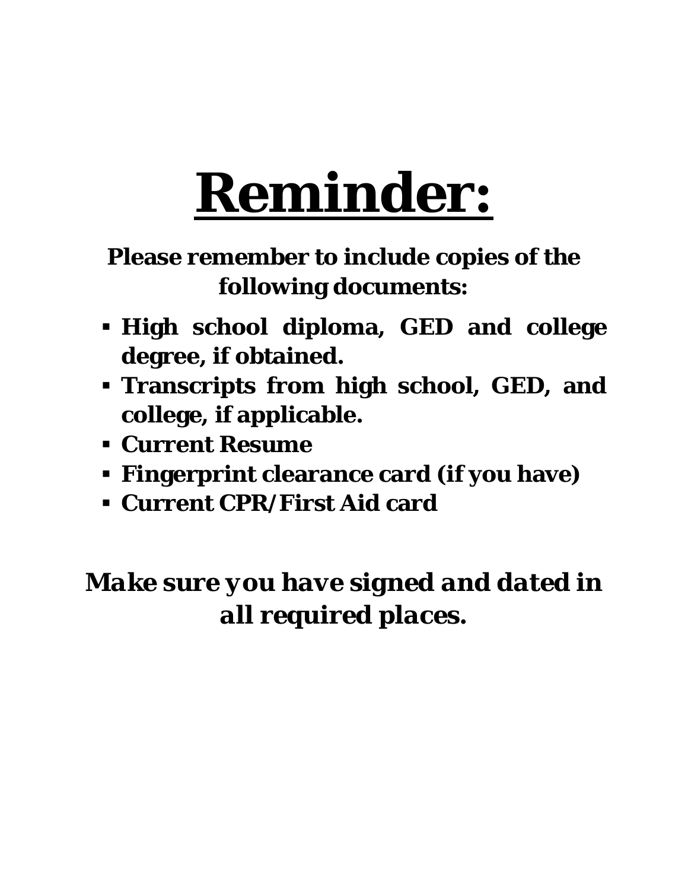# Reminder:

**Please remember to include copies of the following documents:**

- **High school diploma, GED and college degree, if obtained.**
- **Transcripts from high school, GED, and college, if applicable.**
- **Current Resume**
- **Fingerprint clearance card (if you have)**
- **Current CPR/First Aid card**

***Make sure you have signed and dated in all required places.***